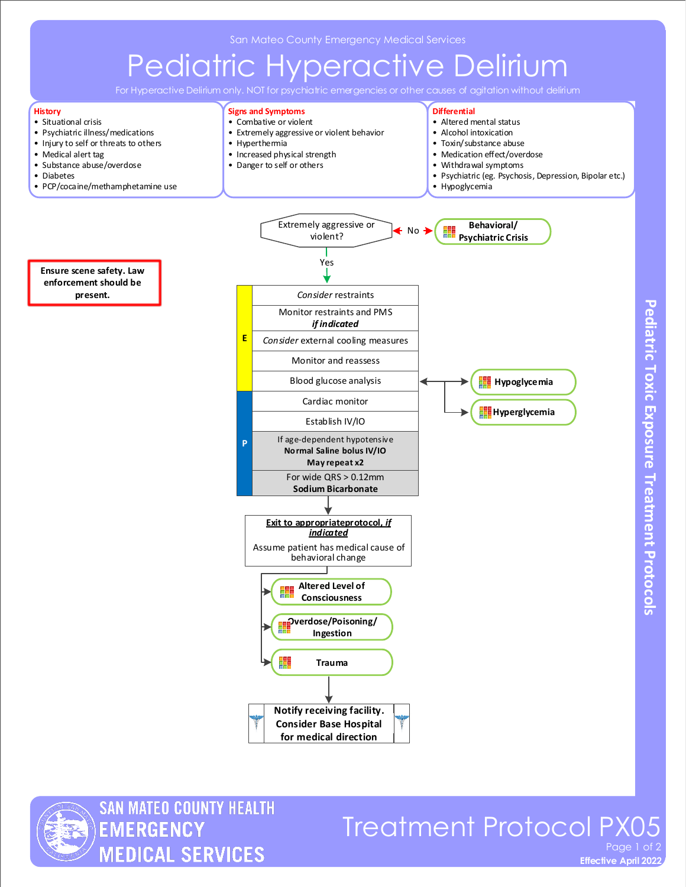San Mateo County Emergency Medical Services

# Pediatric Hyperactive Delirium

For Hyperactive Delirium only. NOT for psychiatric emergencies or other causes of agitation without delirium

**History**
- Situational crisis
- Psychiatric illness/medications
- Injury to self or threats to others
- Medical alert tag
- Substance abuse/overdose
- Diabetes
- PCP/cocaine/methamphetamine use

**Signs and Symptoms**
- Combative or violent
- Extremely aggressive or violent behavior
- Hyperthermia
- Increased physical strength
- Danger to self or others

**Differential**
- Altered mental status
- Alcohol intoxication
- Toxin/substance abuse
- Medication effect/overdose
- Withdrawal symptoms
- Psychiatric (eg. Psychosis, Depression, Bipolar etc.)
- Hypoglycemia

**Ensure scene safety. Law enforcement should be present.**

Extremely aggressive or violent?

- No → **Behavioral/ Psychiatric Crisis**
- Yes ↓

**E**
- *Consider* restraints
- Monitor restraints and PMS *if indicated*
- *Consider* external cooling measures
- Monitor and reassess
- Blood glucose analysis → **Hypoglycemia** / **Hyperglycemia**

**P**
- Cardiac monitor
- Establish IV/IO
- If age-dependent hypotensive **Normal Saline bolus IV/IO May repeat x2**
- For wide QRS > 0.12mm **Sodium Bicarbonate**

↓

**Exit to appropriate protocol, *if indicated***
Assume patient has medical cause of behavioral change

- **Altered Level of Consciousness**
- **Overdose/Poisoning/ Ingestion**
- **Trauma**

↓

**Notify receiving facility. Consider Base Hospital for medical direction**

Pediatric Toxic Exposure Treatment Protocols

SAN MATEO COUNTY HEALTH EMERGENCY MEDICAL SERVICES

Treatment Protocol PX05

Effective April 2022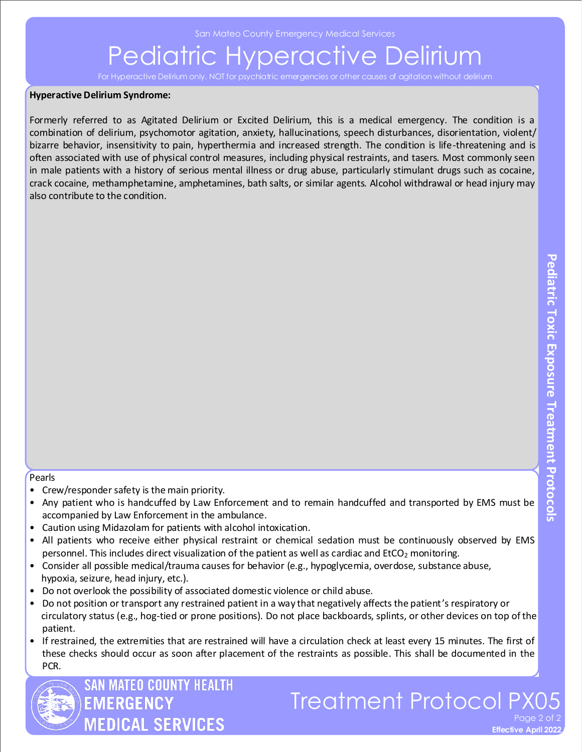San Mateo County Emergency Medical Services

# Pediatric Hyperactive Delirium

For Hyperactive Delirium only. NOT for psychiatric emergencies or other causes of agitation without delirium

**Hyperactive Delirium Syndrome:**

Formerly referred to as Agitated Delirium or Excited Delirium, this is a medical emergency. The condition is a combination of delirium, psychomotor agitation, anxiety, hallucinations, speech disturbances, disorientation, violent/bizarre behavior, insensitivity to pain, hyperthermia and increased strength. The condition is life-threatening and is often associated with use of physical control measures, including physical restraints, and tasers. Most commonly seen in male patients with a history of serious mental illness or drug abuse, particularly stimulant drugs such as cocaine, crack cocaine, methamphetamine, amphetamines, bath salts, or similar agents. Alcohol withdrawal or head injury may also contribute to the condition.

Pearls

- Crew/responder safety is the main priority.
- Any patient who is handcuffed by Law Enforcement and to remain handcuffed and transported by EMS must be accompanied by Law Enforcement in the ambulance.
- Caution using Midazolam for patients with alcohol intoxication.
- All patients who receive either physical restraint or chemical sedation must be continuously observed by EMS personnel. This includes direct visualization of the patient as well as cardiac and $EtCO_2$ monitoring.
- Consider all possible medical/trauma causes for behavior (e.g., hypoglycemia, overdose, substance abuse, hypoxia, seizure, head injury, etc.).
- Do not overlook the possibility of associated domestic violence or child abuse.
- Do not position or transport any restrained patient in a way that negatively affects the patient's respiratory or circulatory status (e.g., hog-tied or prone positions). Do not place backboards, splints, or other devices on top of the patient.
- If restrained, the extremities that are restrained will have a circulation check at least every 15 minutes. The first of these checks should occur as soon after placement of the restraints as possible. This shall be documented in the PCR.

Pediatric Toxic Exposure Treatment Protocols

SAN MATEO COUNTY HEALTH EMERGENCY MEDICAL SERVICES

Treatment Protocol PX05

Effective April 2022